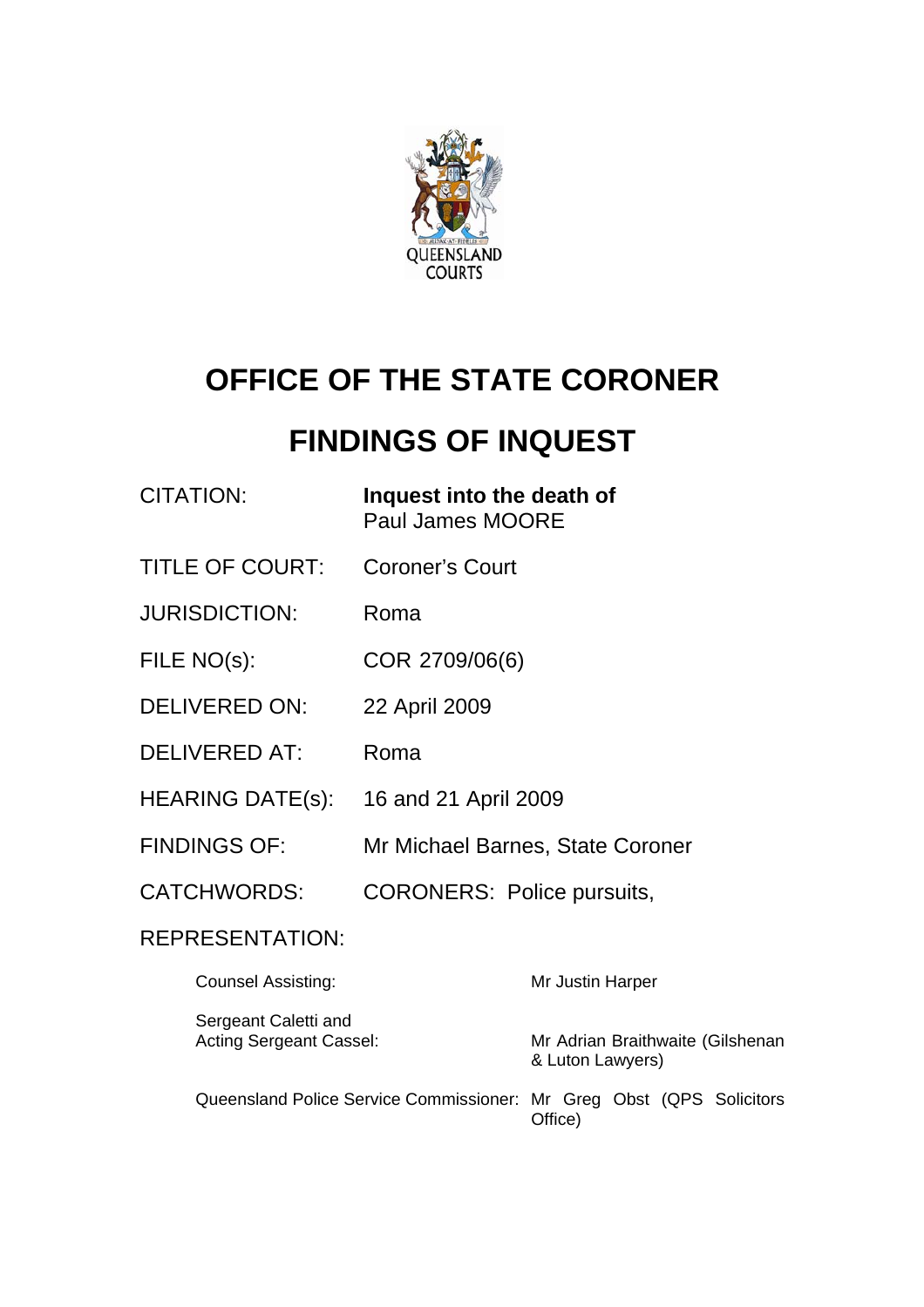# OFFICE OF THE STATE CORONER

# FINDINGS OF INQUEST

| | |
|---|---|
| CITATION: | **Inquest into the death of** Paul James MOORE |
| TITLE OF COURT: | Coroner's Court |
| JURISDICTION: | Roma |
| FILE NO(s): | COR 2709/06(6) |
| DELIVERED ON: | 22 April 2009 |
| DELIVERED AT: | Roma |
| HEARING DATE(s): | 16 and 21 April 2009 |
| FINDINGS OF: | Mr Michael Barnes, State Coroner |
| CATCHWORDS: | CORONERS: Police pursuits, |

REPRESENTATION:

| | |
|---|---|
| Counsel Assisting: | Mr Justin Harper |
| Sergeant Caletti and Acting Sergeant Cassel: | Mr Adrian Braithwaite (Gilshenan & Luton Lawyers) |
| Queensland Police Service Commissioner: | Mr Greg Obst (QPS Solicitors Office) |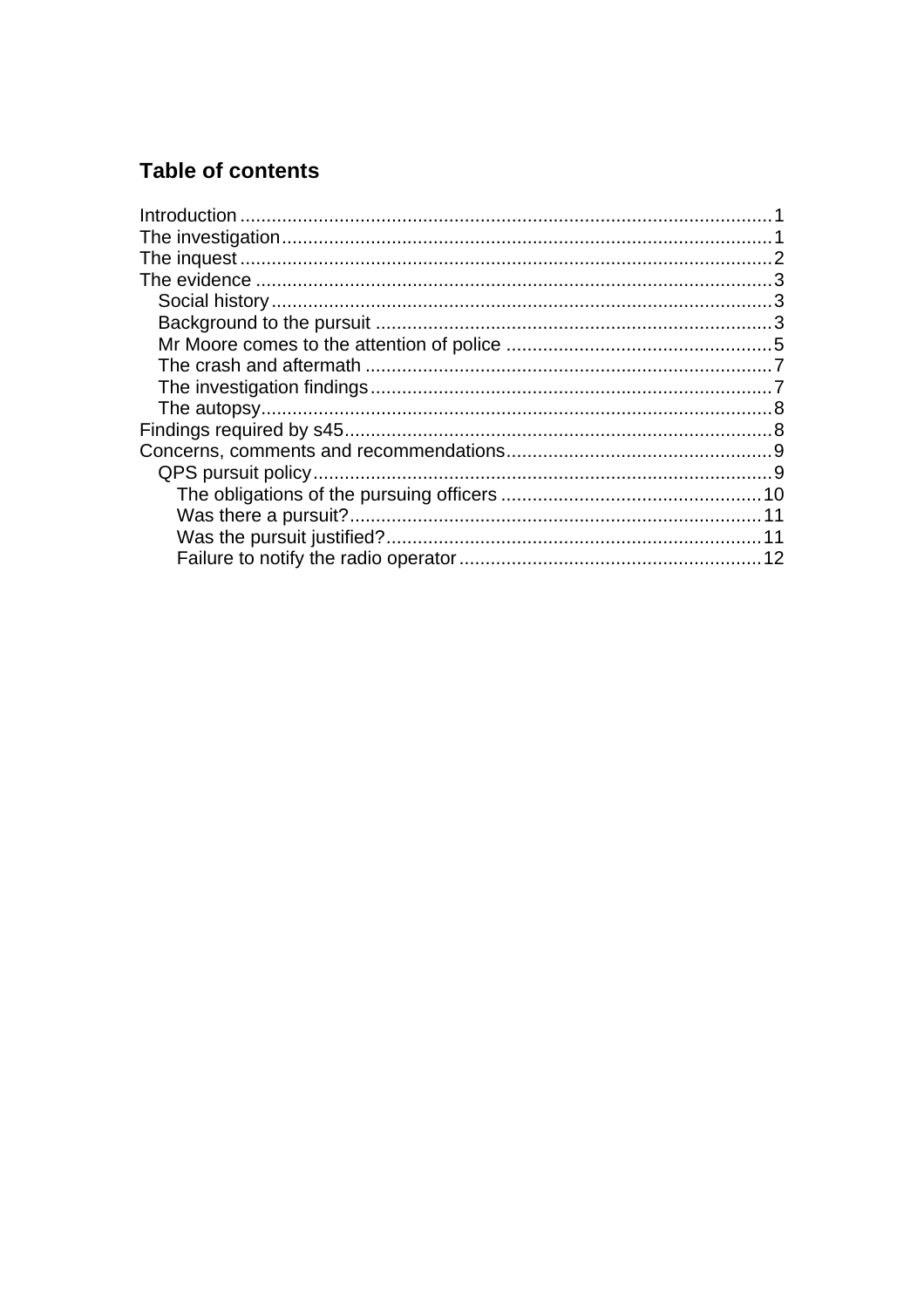## Table of contents

- Introduction ..................... 1
- The investigation ..................... 1
- The inquest ..................... 2
- The evidence ..................... 3
  - Social history ..................... 3
  - Background to the pursuit ..................... 3
  - Mr Moore comes to the attention of police ..................... 5
  - The crash and aftermath ..................... 7
  - The investigation findings ..................... 7
  - The autopsy ..................... 8
- Findings required by s45 ..................... 8
- Concerns, comments and recommendations ..................... 9
  - QPS pursuit policy ..................... 9
    - The obligations of the pursuing officers ..................... 10
    - Was there a pursuit? ..................... 11
    - Was the pursuit justified? ..................... 11
    - Failure to notify the radio operator ..................... 12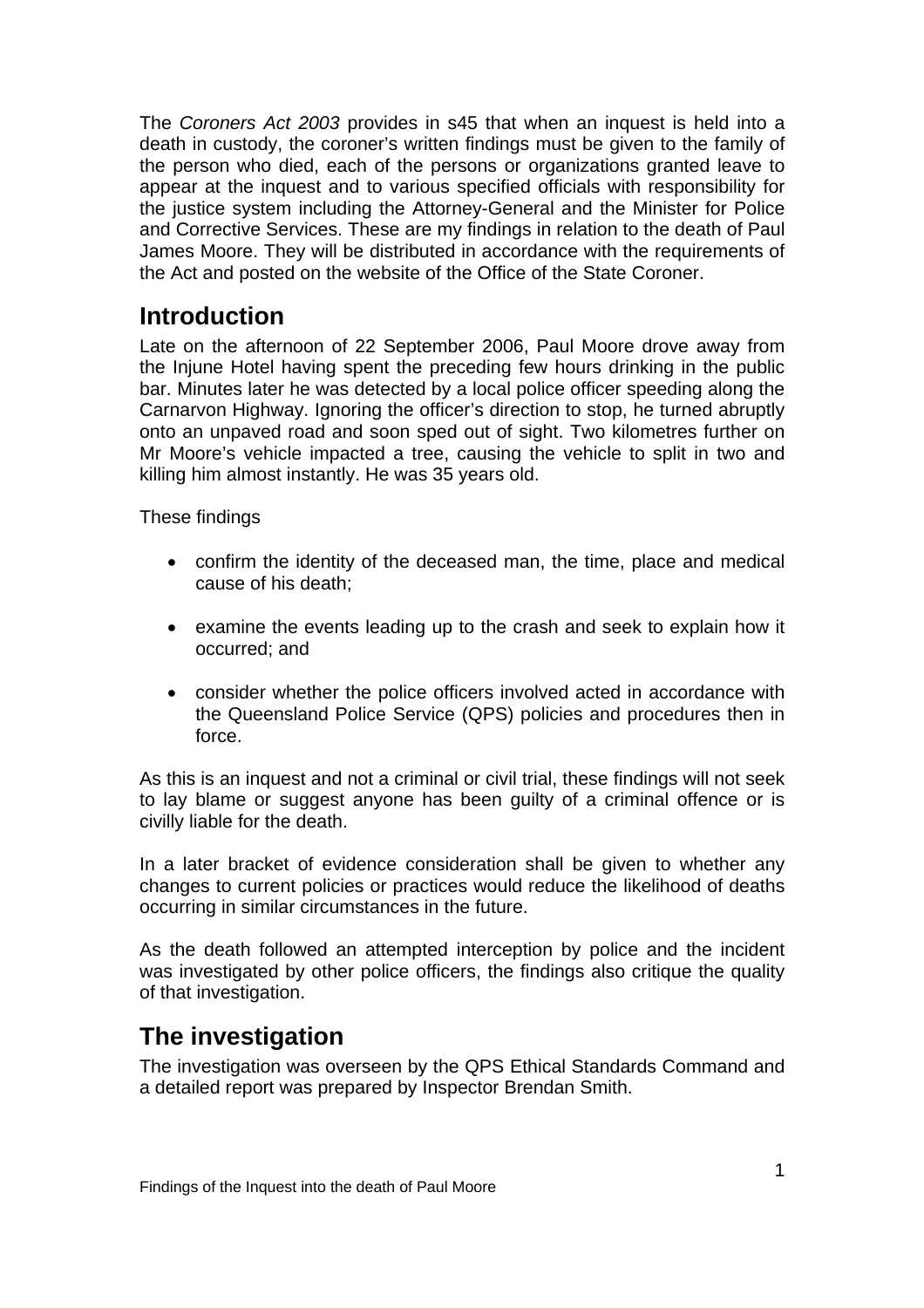The *Coroners Act 2003* provides in s45 that when an inquest is held into a death in custody, the coroner's written findings must be given to the family of the person who died, each of the persons or organizations granted leave to appear at the inquest and to various specified officials with responsibility for the justice system including the Attorney-General and the Minister for Police and Corrective Services. These are my findings in relation to the death of Paul James Moore. They will be distributed in accordance with the requirements of the Act and posted on the website of the Office of the State Coroner.

## Introduction

Late on the afternoon of 22 September 2006, Paul Moore drove away from the Injune Hotel having spent the preceding few hours drinking in the public bar. Minutes later he was detected by a local police officer speeding along the Carnarvon Highway. Ignoring the officer's direction to stop, he turned abruptly onto an unpaved road and soon sped out of sight. Two kilometres further on Mr Moore's vehicle impacted a tree, causing the vehicle to split in two and killing him almost instantly. He was 35 years old.

These findings

- confirm the identity of the deceased man, the time, place and medical cause of his death;
- examine the events leading up to the crash and seek to explain how it occurred; and
- consider whether the police officers involved acted in accordance with the Queensland Police Service (QPS) policies and procedures then in force.

As this is an inquest and not a criminal or civil trial, these findings will not seek to lay blame or suggest anyone has been guilty of a criminal offence or is civilly liable for the death.

In a later bracket of evidence consideration shall be given to whether any changes to current policies or practices would reduce the likelihood of deaths occurring in similar circumstances in the future.

As the death followed an attempted interception by police and the incident was investigated by other police officers, the findings also critique the quality of that investigation.

## The investigation

The investigation was overseen by the QPS Ethical Standards Command and a detailed report was prepared by Inspector Brendan Smith.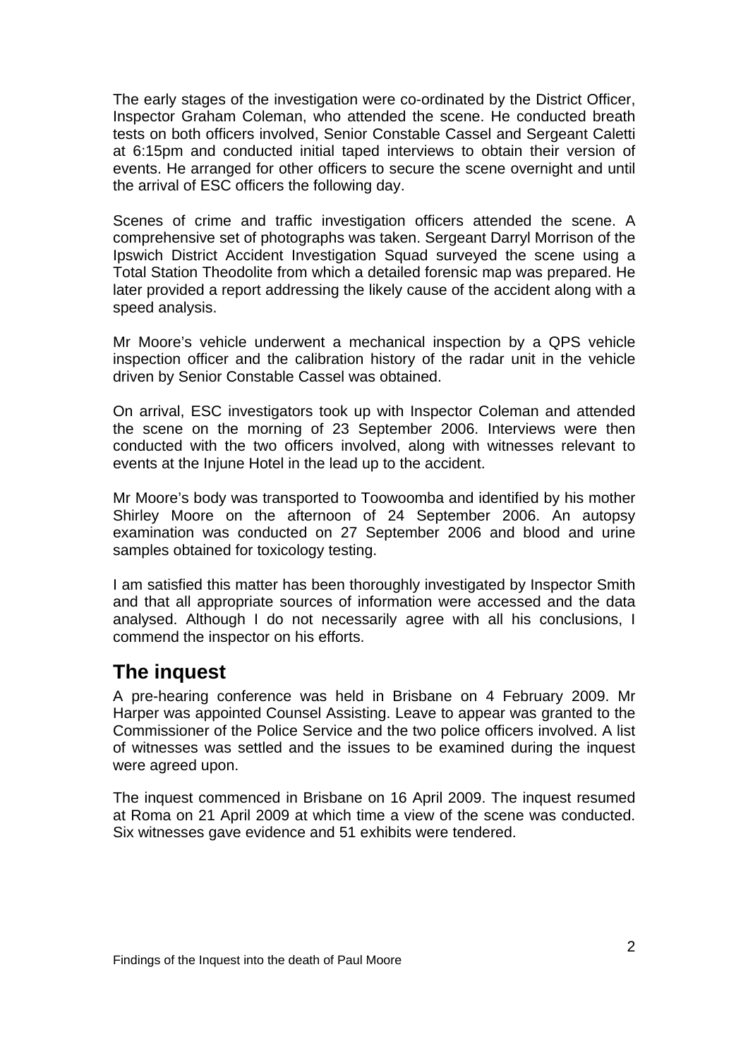The early stages of the investigation were co-ordinated by the District Officer, Inspector Graham Coleman, who attended the scene. He conducted breath tests on both officers involved, Senior Constable Cassel and Sergeant Caletti at 6:15pm and conducted initial taped interviews to obtain their version of events. He arranged for other officers to secure the scene overnight and until the arrival of ESC officers the following day.

Scenes of crime and traffic investigation officers attended the scene. A comprehensive set of photographs was taken. Sergeant Darryl Morrison of the Ipswich District Accident Investigation Squad surveyed the scene using a Total Station Theodolite from which a detailed forensic map was prepared. He later provided a report addressing the likely cause of the accident along with a speed analysis.

Mr Moore's vehicle underwent a mechanical inspection by a QPS vehicle inspection officer and the calibration history of the radar unit in the vehicle driven by Senior Constable Cassel was obtained.

On arrival, ESC investigators took up with Inspector Coleman and attended the scene on the morning of 23 September 2006. Interviews were then conducted with the two officers involved, along with witnesses relevant to events at the Injune Hotel in the lead up to the accident.

Mr Moore's body was transported to Toowoomba and identified by his mother Shirley Moore on the afternoon of 24 September 2006. An autopsy examination was conducted on 27 September 2006 and blood and urine samples obtained for toxicology testing.

I am satisfied this matter has been thoroughly investigated by Inspector Smith and that all appropriate sources of information were accessed and the data analysed. Although I do not necessarily agree with all his conclusions, I commend the inspector on his efforts.

## The inquest

A pre-hearing conference was held in Brisbane on 4 February 2009. Mr Harper was appointed Counsel Assisting. Leave to appear was granted to the Commissioner of the Police Service and the two police officers involved. A list of witnesses was settled and the issues to be examined during the inquest were agreed upon.

The inquest commenced in Brisbane on 16 April 2009. The inquest resumed at Roma on 21 April 2009 at which time a view of the scene was conducted. Six witnesses gave evidence and 51 exhibits were tendered.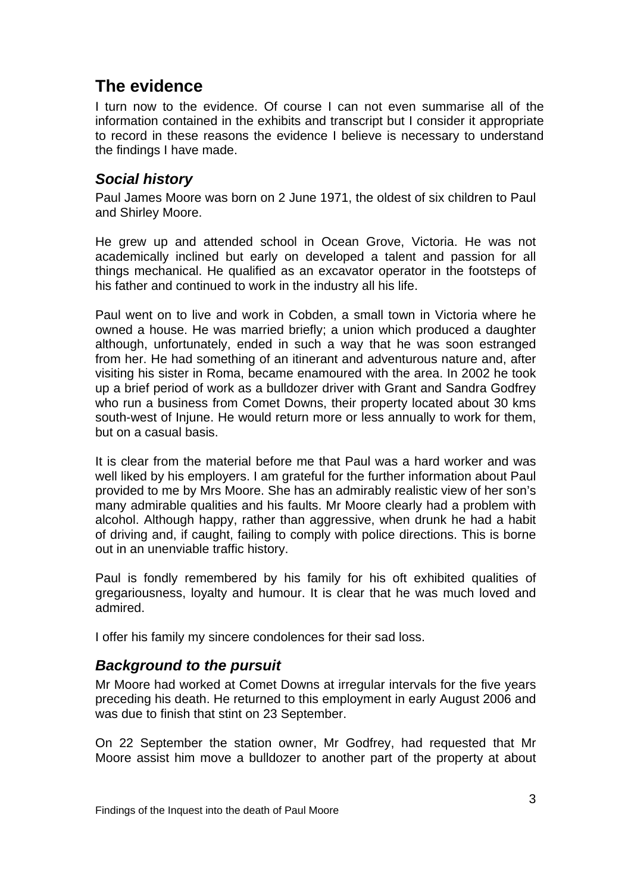## The evidence

I turn now to the evidence. Of course I can not even summarise all of the information contained in the exhibits and transcript but I consider it appropriate to record in these reasons the evidence I believe is necessary to understand the findings I have made.

### *Social history*

Paul James Moore was born on 2 June 1971, the oldest of six children to Paul and Shirley Moore.

He grew up and attended school in Ocean Grove, Victoria. He was not academically inclined but early on developed a talent and passion for all things mechanical. He qualified as an excavator operator in the footsteps of his father and continued to work in the industry all his life.

Paul went on to live and work in Cobden, a small town in Victoria where he owned a house. He was married briefly; a union which produced a daughter although, unfortunately, ended in such a way that he was soon estranged from her. He had something of an itinerant and adventurous nature and, after visiting his sister in Roma, became enamoured with the area. In 2002 he took up a brief period of work as a bulldozer driver with Grant and Sandra Godfrey who run a business from Comet Downs, their property located about 30 kms south-west of Injune. He would return more or less annually to work for them, but on a casual basis.

It is clear from the material before me that Paul was a hard worker and was well liked by his employers. I am grateful for the further information about Paul provided to me by Mrs Moore. She has an admirably realistic view of her son's many admirable qualities and his faults. Mr Moore clearly had a problem with alcohol. Although happy, rather than aggressive, when drunk he had a habit of driving and, if caught, failing to comply with police directions. This is borne out in an unenviable traffic history.

Paul is fondly remembered by his family for his oft exhibited qualities of gregariousness, loyalty and humour. It is clear that he was much loved and admired.

I offer his family my sincere condolences for their sad loss.

### *Background to the pursuit*

Mr Moore had worked at Comet Downs at irregular intervals for the five years preceding his death. He returned to this employment in early August 2006 and was due to finish that stint on 23 September.

On 22 September the station owner, Mr Godfrey, had requested that Mr Moore assist him move a bulldozer to another part of the property at about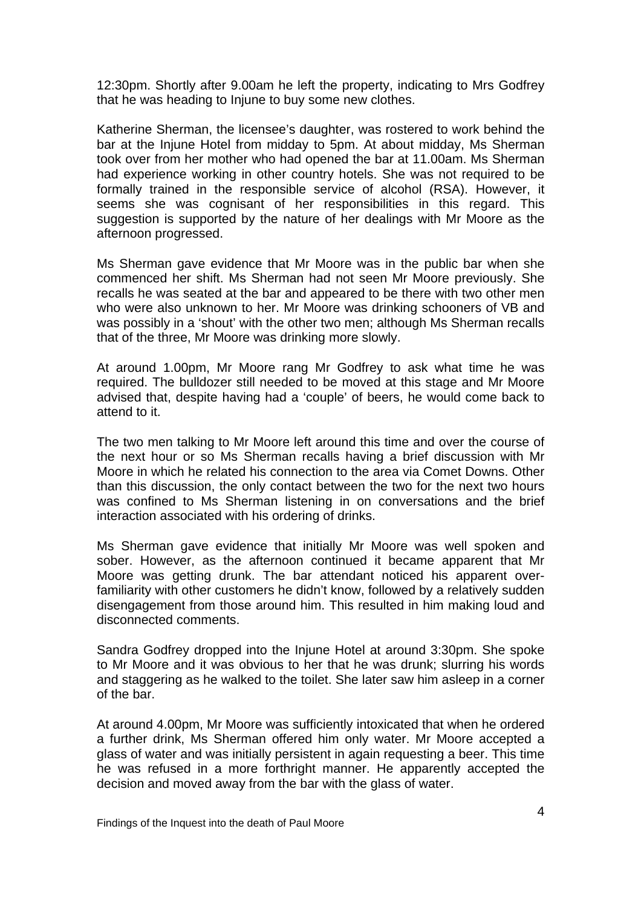12:30pm. Shortly after 9.00am he left the property, indicating to Mrs Godfrey that he was heading to Injune to buy some new clothes.

Katherine Sherman, the licensee's daughter, was rostered to work behind the bar at the Injune Hotel from midday to 5pm. At about midday, Ms Sherman took over from her mother who had opened the bar at 11.00am. Ms Sherman had experience working in other country hotels. She was not required to be formally trained in the responsible service of alcohol (RSA). However, it seems she was cognisant of her responsibilities in this regard. This suggestion is supported by the nature of her dealings with Mr Moore as the afternoon progressed.

Ms Sherman gave evidence that Mr Moore was in the public bar when she commenced her shift. Ms Sherman had not seen Mr Moore previously. She recalls he was seated at the bar and appeared to be there with two other men who were also unknown to her. Mr Moore was drinking schooners of VB and was possibly in a 'shout' with the other two men; although Ms Sherman recalls that of the three, Mr Moore was drinking more slowly.

At around 1.00pm, Mr Moore rang Mr Godfrey to ask what time he was required. The bulldozer still needed to be moved at this stage and Mr Moore advised that, despite having had a 'couple' of beers, he would come back to attend to it.

The two men talking to Mr Moore left around this time and over the course of the next hour or so Ms Sherman recalls having a brief discussion with Mr Moore in which he related his connection to the area via Comet Downs. Other than this discussion, the only contact between the two for the next two hours was confined to Ms Sherman listening in on conversations and the brief interaction associated with his ordering of drinks.

Ms Sherman gave evidence that initially Mr Moore was well spoken and sober. However, as the afternoon continued it became apparent that Mr Moore was getting drunk. The bar attendant noticed his apparent over-familiarity with other customers he didn't know, followed by a relatively sudden disengagement from those around him. This resulted in him making loud and disconnected comments.

Sandra Godfrey dropped into the Injune Hotel at around 3:30pm. She spoke to Mr Moore and it was obvious to her that he was drunk; slurring his words and staggering as he walked to the toilet. She later saw him asleep in a corner of the bar.

At around 4.00pm, Mr Moore was sufficiently intoxicated that when he ordered a further drink, Ms Sherman offered him only water. Mr Moore accepted a glass of water and was initially persistent in again requesting a beer. This time he was refused in a more forthright manner. He apparently accepted the decision and moved away from the bar with the glass of water.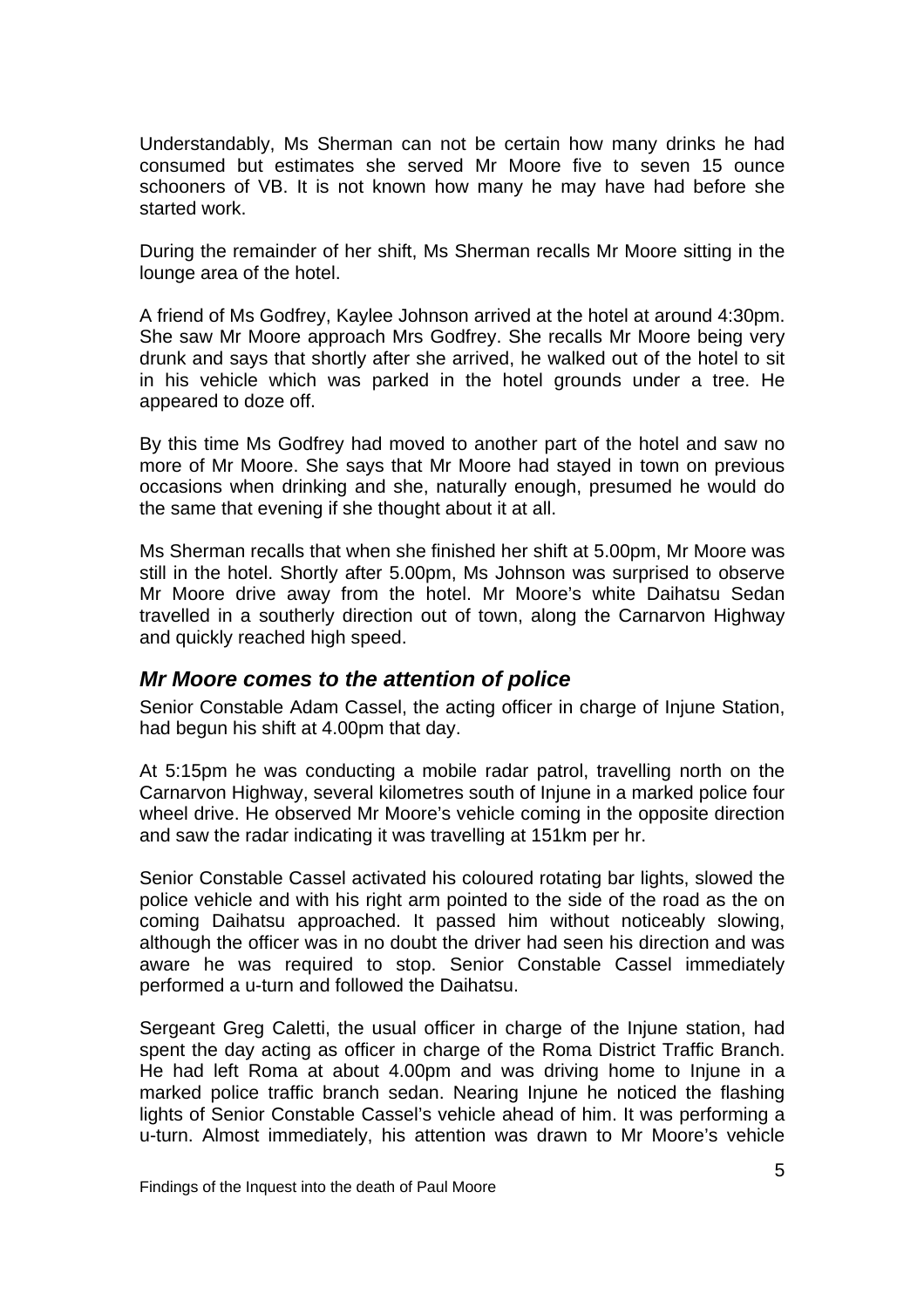Understandably, Ms Sherman can not be certain how many drinks he had consumed but estimates she served Mr Moore five to seven 15 ounce schooners of VB. It is not known how many he may have had before she started work.

During the remainder of her shift, Ms Sherman recalls Mr Moore sitting in the lounge area of the hotel.

A friend of Ms Godfrey, Kaylee Johnson arrived at the hotel at around 4:30pm. She saw Mr Moore approach Mrs Godfrey. She recalls Mr Moore being very drunk and says that shortly after she arrived, he walked out of the hotel to sit in his vehicle which was parked in the hotel grounds under a tree. He appeared to doze off.

By this time Ms Godfrey had moved to another part of the hotel and saw no more of Mr Moore. She says that Mr Moore had stayed in town on previous occasions when drinking and she, naturally enough, presumed he would do the same that evening if she thought about it at all.

Ms Sherman recalls that when she finished her shift at 5.00pm, Mr Moore was still in the hotel. Shortly after 5.00pm, Ms Johnson was surprised to observe Mr Moore drive away from the hotel. Mr Moore's white Daihatsu Sedan travelled in a southerly direction out of town, along the Carnarvon Highway and quickly reached high speed.

### *Mr Moore comes to the attention of police*

Senior Constable Adam Cassel, the acting officer in charge of Injune Station, had begun his shift at 4.00pm that day.

At 5:15pm he was conducting a mobile radar patrol, travelling north on the Carnarvon Highway, several kilometres south of Injune in a marked police four wheel drive. He observed Mr Moore's vehicle coming in the opposite direction and saw the radar indicating it was travelling at 151km per hr.

Senior Constable Cassel activated his coloured rotating bar lights, slowed the police vehicle and with his right arm pointed to the side of the road as the on coming Daihatsu approached. It passed him without noticeably slowing, although the officer was in no doubt the driver had seen his direction and was aware he was required to stop. Senior Constable Cassel immediately performed a u-turn and followed the Daihatsu.

Sergeant Greg Caletti, the usual officer in charge of the Injune station, had spent the day acting as officer in charge of the Roma District Traffic Branch. He had left Roma at about 4.00pm and was driving home to Injune in a marked police traffic branch sedan. Nearing Injune he noticed the flashing lights of Senior Constable Cassel's vehicle ahead of him. It was performing a u-turn. Almost immediately, his attention was drawn to Mr Moore's vehicle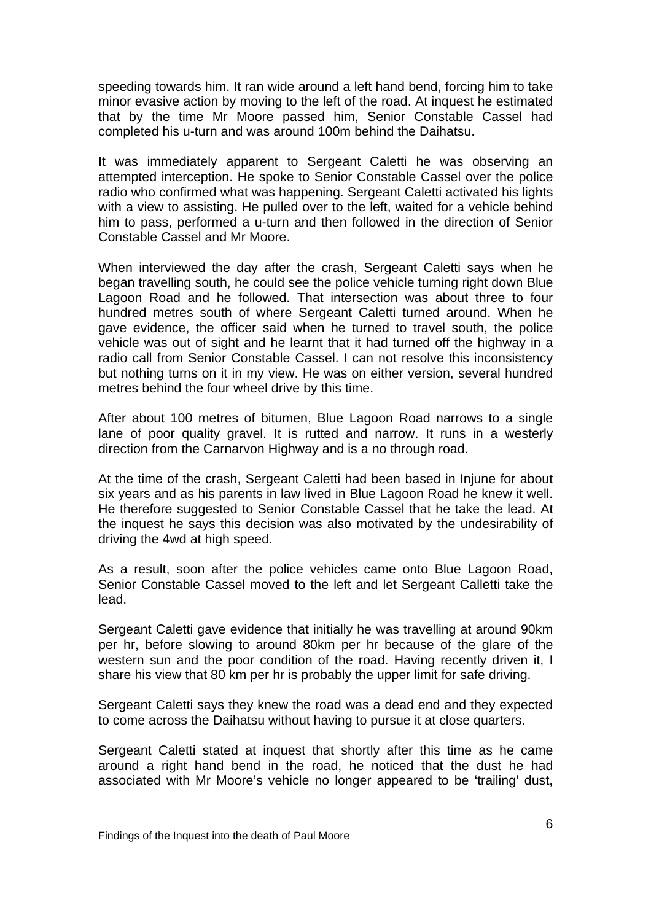speeding towards him. It ran wide around a left hand bend, forcing him to take minor evasive action by moving to the left of the road. At inquest he estimated that by the time Mr Moore passed him, Senior Constable Cassel had completed his u-turn and was around 100m behind the Daihatsu.

It was immediately apparent to Sergeant Caletti he was observing an attempted interception. He spoke to Senior Constable Cassel over the police radio who confirmed what was happening. Sergeant Caletti activated his lights with a view to assisting. He pulled over to the left, waited for a vehicle behind him to pass, performed a u-turn and then followed in the direction of Senior Constable Cassel and Mr Moore.

When interviewed the day after the crash, Sergeant Caletti says when he began travelling south, he could see the police vehicle turning right down Blue Lagoon Road and he followed. That intersection was about three to four hundred metres south of where Sergeant Caletti turned around. When he gave evidence, the officer said when he turned to travel south, the police vehicle was out of sight and he learnt that it had turned off the highway in a radio call from Senior Constable Cassel. I can not resolve this inconsistency but nothing turns on it in my view. He was on either version, several hundred metres behind the four wheel drive by this time.

After about 100 metres of bitumen, Blue Lagoon Road narrows to a single lane of poor quality gravel. It is rutted and narrow. It runs in a westerly direction from the Carnarvon Highway and is a no through road.

At the time of the crash, Sergeant Caletti had been based in Injune for about six years and as his parents in law lived in Blue Lagoon Road he knew it well. He therefore suggested to Senior Constable Cassel that he take the lead. At the inquest he says this decision was also motivated by the undesirability of driving the 4wd at high speed.

As a result, soon after the police vehicles came onto Blue Lagoon Road, Senior Constable Cassel moved to the left and let Sergeant Calletti take the lead.

Sergeant Caletti gave evidence that initially he was travelling at around 90km per hr, before slowing to around 80km per hr because of the glare of the western sun and the poor condition of the road. Having recently driven it, I share his view that 80 km per hr is probably the upper limit for safe driving.

Sergeant Caletti says they knew the road was a dead end and they expected to come across the Daihatsu without having to pursue it at close quarters.

Sergeant Caletti stated at inquest that shortly after this time as he came around a right hand bend in the road, he noticed that the dust he had associated with Mr Moore's vehicle no longer appeared to be 'trailing' dust,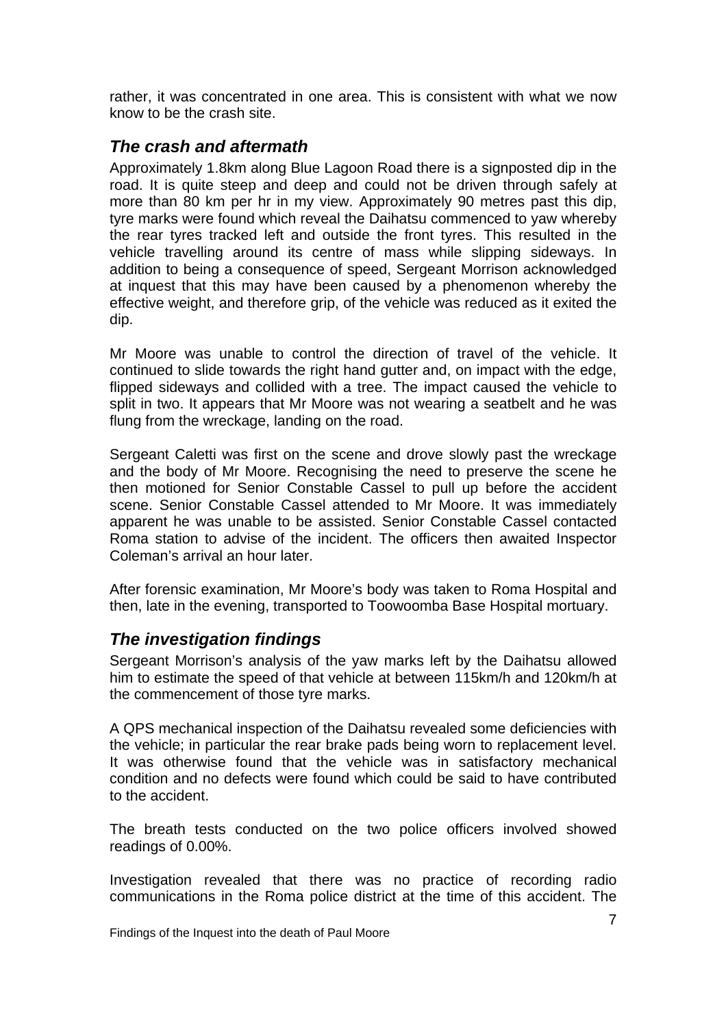rather, it was concentrated in one area. This is consistent with what we now know to be the crash site.

## *The crash and aftermath*

Approximately 1.8km along Blue Lagoon Road there is a signposted dip in the road. It is quite steep and deep and could not be driven through safely at more than 80 km per hr in my view. Approximately 90 metres past this dip, tyre marks were found which reveal the Daihatsu commenced to yaw whereby the rear tyres tracked left and outside the front tyres. This resulted in the vehicle travelling around its centre of mass while slipping sideways. In addition to being a consequence of speed, Sergeant Morrison acknowledged at inquest that this may have been caused by a phenomenon whereby the effective weight, and therefore grip, of the vehicle was reduced as it exited the dip.

Mr Moore was unable to control the direction of travel of the vehicle. It continued to slide towards the right hand gutter and, on impact with the edge, flipped sideways and collided with a tree. The impact caused the vehicle to split in two. It appears that Mr Moore was not wearing a seatbelt and he was flung from the wreckage, landing on the road.

Sergeant Caletti was first on the scene and drove slowly past the wreckage and the body of Mr Moore. Recognising the need to preserve the scene he then motioned for Senior Constable Cassel to pull up before the accident scene. Senior Constable Cassel attended to Mr Moore. It was immediately apparent he was unable to be assisted. Senior Constable Cassel contacted Roma station to advise of the incident. The officers then awaited Inspector Coleman's arrival an hour later.

After forensic examination, Mr Moore's body was taken to Roma Hospital and then, late in the evening, transported to Toowoomba Base Hospital mortuary.

## *The investigation findings*

Sergeant Morrison's analysis of the yaw marks left by the Daihatsu allowed him to estimate the speed of that vehicle at between 115km/h and 120km/h at the commencement of those tyre marks.

A QPS mechanical inspection of the Daihatsu revealed some deficiencies with the vehicle; in particular the rear brake pads being worn to replacement level. It was otherwise found that the vehicle was in satisfactory mechanical condition and no defects were found which could be said to have contributed to the accident.

The breath tests conducted on the two police officers involved showed readings of 0.00%.

Investigation revealed that there was no practice of recording radio communications in the Roma police district at the time of this accident. The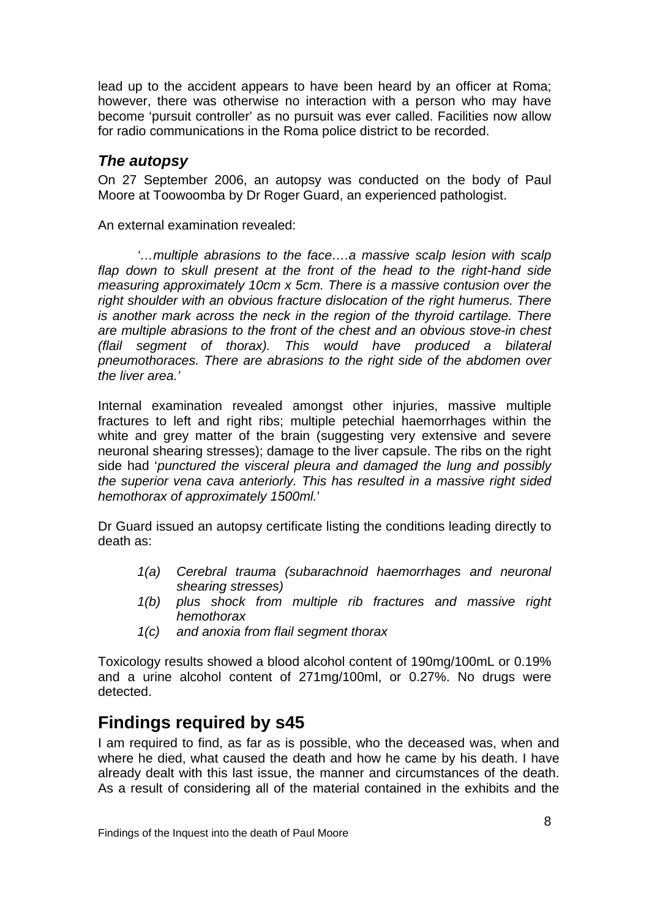lead up to the accident appears to have been heard by an officer at Roma; however, there was otherwise no interaction with a person who may have become 'pursuit controller' as no pursuit was ever called. Facilities now allow for radio communications in the Roma police district to be recorded.

### *The autopsy*

On 27 September 2006, an autopsy was conducted on the body of Paul Moore at Toowoomba by Dr Roger Guard, an experienced pathologist.

An external examination revealed:

> *'…multiple abrasions to the face….a massive scalp lesion with scalp flap down to skull present at the front of the head to the right-hand side measuring approximately 10cm x 5cm. There is a massive contusion over the right shoulder with an obvious fracture dislocation of the right humerus. There is another mark across the neck in the region of the thyroid cartilage. There are multiple abrasions to the front of the chest and an obvious stove-in chest (flail segment of thorax). This would have produced a bilateral pneumothoraces. There are abrasions to the right side of the abdomen over the liver area.'*

Internal examination revealed amongst other injuries, massive multiple fractures to left and right ribs; multiple petechial haemorrhages within the white and grey matter of the brain (suggesting very extensive and severe neuronal shearing stresses); damage to the liver capsule. The ribs on the right side had '*punctured the visceral pleura and damaged the lung and possibly the superior vena cava anteriorly. This has resulted in a massive right sided hemothorax of approximately 1500ml.*'

Dr Guard issued an autopsy certificate listing the conditions leading directly to death as:

- *1(a) Cerebral trauma (subarachnoid haemorrhages and neuronal shearing stresses)*
- *1(b) plus shock from multiple rib fractures and massive right hemothorax*
- *1(c) and anoxia from flail segment thorax*

Toxicology results showed a blood alcohol content of 190mg/100mL or 0.19% and a urine alcohol content of 271mg/100ml, or 0.27%. No drugs were detected.

## **Findings required by s45**

I am required to find, as far as is possible, who the deceased was, when and where he died, what caused the death and how he came by his death. I have already dealt with this last issue, the manner and circumstances of the death. As a result of considering all of the material contained in the exhibits and the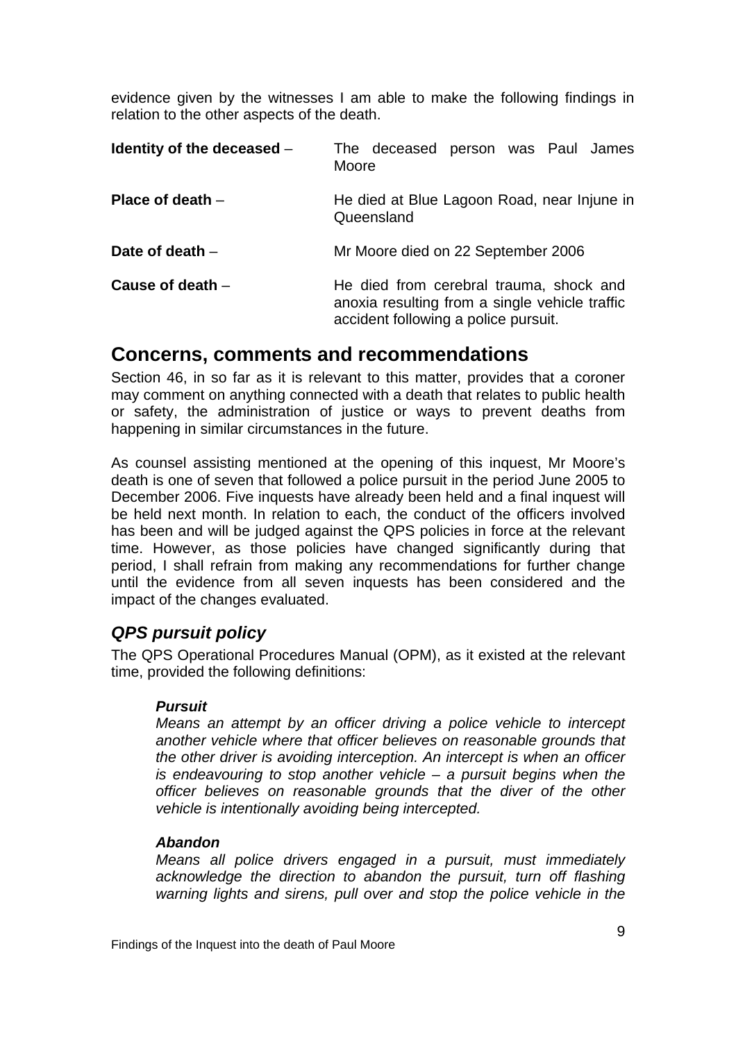evidence given by the witnesses I am able to make the following findings in relation to the other aspects of the death.

| | |
|---|---|
| **Identity of the deceased** – | The deceased person was Paul James Moore |
| **Place of death** – | He died at Blue Lagoon Road, near Injune in Queensland |
| **Date of death** – | Mr Moore died on 22 September 2006 |
| **Cause of death** – | He died from cerebral trauma, shock and anoxia resulting from a single vehicle traffic accident following a police pursuit. |

## Concerns, comments and recommendations

Section 46, in so far as it is relevant to this matter, provides that a coroner may comment on anything connected with a death that relates to public health or safety, the administration of justice or ways to prevent deaths from happening in similar circumstances in the future.

As counsel assisting mentioned at the opening of this inquest, Mr Moore's death is one of seven that followed a police pursuit in the period June 2005 to December 2006. Five inquests have already been held and a final inquest will be held next month. In relation to each, the conduct of the officers involved has been and will be judged against the QPS policies in force at the relevant time. However, as those policies have changed significantly during that period, I shall refrain from making any recommendations for further change until the evidence from all seven inquests has been considered and the impact of the changes evaluated.

### *QPS pursuit policy*

The QPS Operational Procedures Manual (OPM), as it existed at the relevant time, provided the following definitions:

> ***Pursuit***
> *Means an attempt by an officer driving a police vehicle to intercept another vehicle where that officer believes on reasonable grounds that the other driver is avoiding interception. An intercept is when an officer is endeavouring to stop another vehicle – a pursuit begins when the officer believes on reasonable grounds that the diver of the other vehicle is intentionally avoiding being intercepted.*
>
> ***Abandon***
> *Means all police drivers engaged in a pursuit, must immediately acknowledge the direction to abandon the pursuit, turn off flashing warning lights and sirens, pull over and stop the police vehicle in the*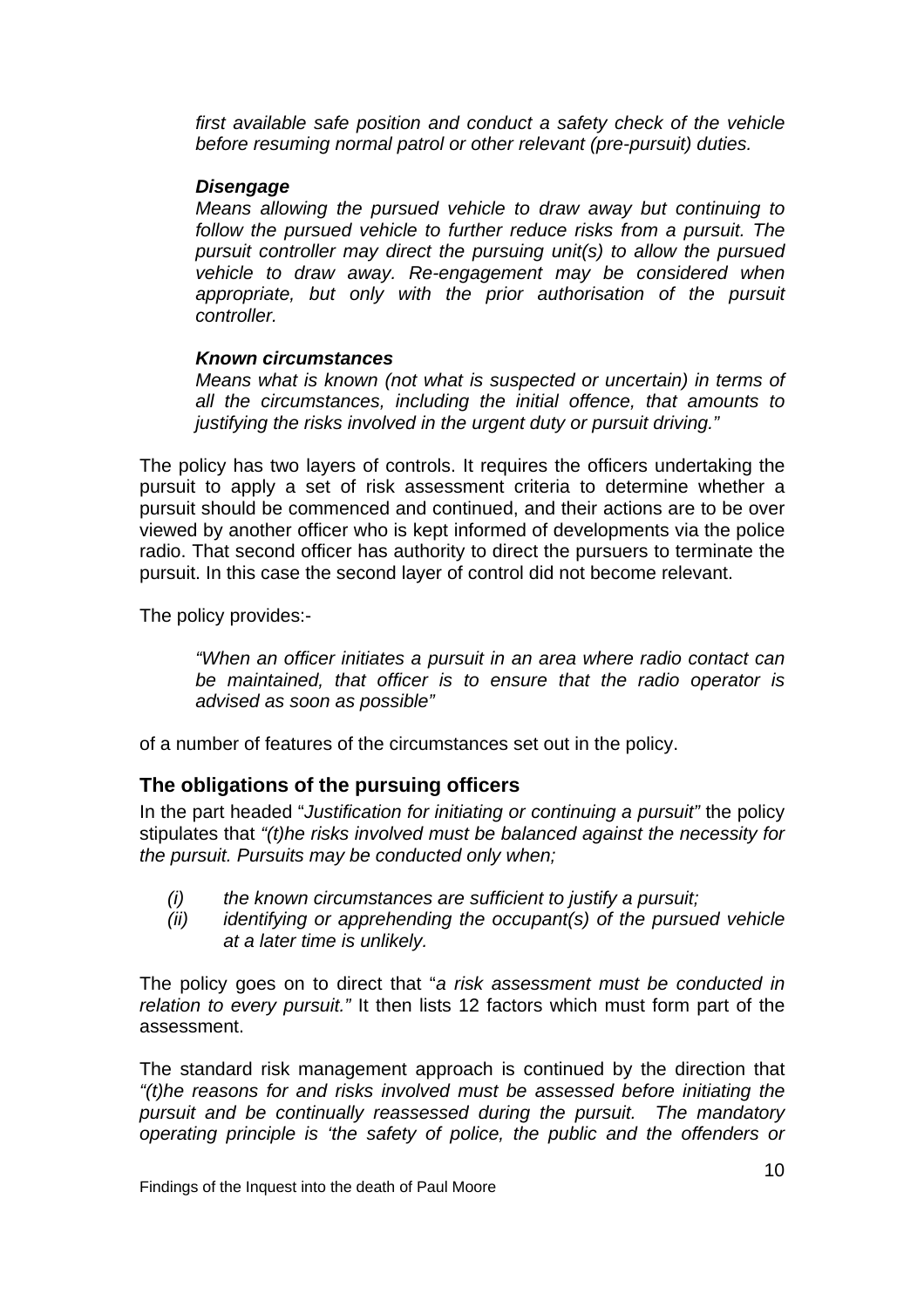*first available safe position and conduct a safety check of the vehicle before resuming normal patrol or other relevant (pre-pursuit) duties.*

***Disengage***

*Means allowing the pursued vehicle to draw away but continuing to follow the pursued vehicle to further reduce risks from a pursuit. The pursuit controller may direct the pursuing unit(s) to allow the pursued vehicle to draw away. Re-engagement may be considered when appropriate, but only with the prior authorisation of the pursuit controller.*

***Known circumstances***

*Means what is known (not what is suspected or uncertain) in terms of all the circumstances, including the initial offence, that amounts to justifying the risks involved in the urgent duty or pursuit driving."*

The policy has two layers of controls. It requires the officers undertaking the pursuit to apply a set of risk assessment criteria to determine whether a pursuit should be commenced and continued, and their actions are to be over viewed by another officer who is kept informed of developments via the police radio. That second officer has authority to direct the pursuers to terminate the pursuit. In this case the second layer of control did not become relevant.

The policy provides:-

> *"When an officer initiates a pursuit in an area where radio contact can be maintained, that officer is to ensure that the radio operator is advised as soon as possible"*

of a number of features of the circumstances set out in the policy.

## The obligations of the pursuing officers

In the part headed "*Justification for initiating or continuing a pursuit"* the policy stipulates that *"(t)he risks involved must be balanced against the necessity for the pursuit. Pursuits may be conducted only when;*

> *(i) the known circumstances are sufficient to justify a pursuit;*
> *(ii) identifying or apprehending the occupant(s) of the pursued vehicle at a later time is unlikely.*

The policy goes on to direct that "*a risk assessment must be conducted in relation to every pursuit."* It then lists 12 factors which must form part of the assessment.

The standard risk management approach is continued by the direction that *"(t)he reasons for and risks involved must be assessed before initiating the pursuit and be continually reassessed during the pursuit. The mandatory operating principle is 'the safety of police, the public and the offenders or*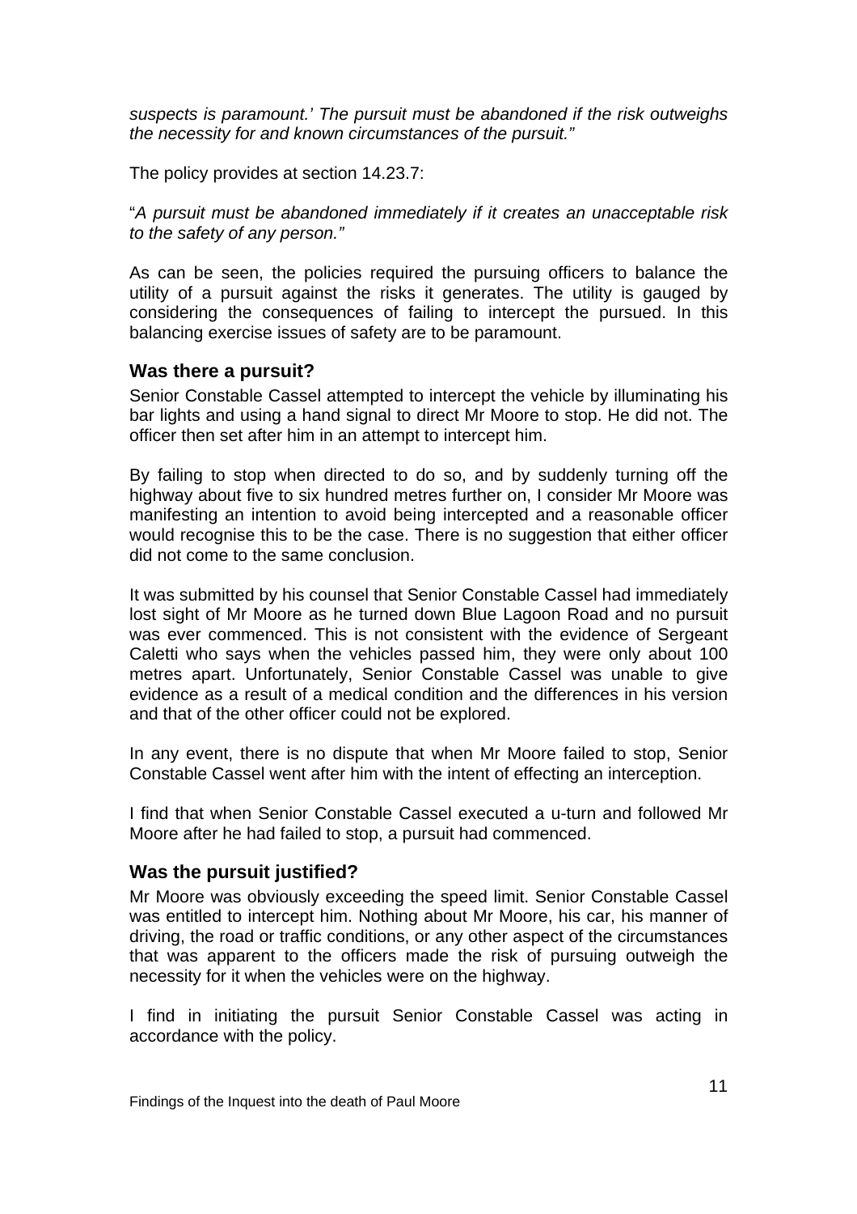*suspects is paramount.' The pursuit must be abandoned if the risk outweighs the necessity for and known circumstances of the pursuit."*

The policy provides at section 14.23.7:

"*A pursuit must be abandoned immediately if it creates an unacceptable risk to the safety of any person."*

As can be seen, the policies required the pursuing officers to balance the utility of a pursuit against the risks it generates. The utility is gauged by considering the consequences of failing to intercept the pursued. In this balancing exercise issues of safety are to be paramount.

### Was there a pursuit?

Senior Constable Cassel attempted to intercept the vehicle by illuminating his bar lights and using a hand signal to direct Mr Moore to stop. He did not. The officer then set after him in an attempt to intercept him.

By failing to stop when directed to do so, and by suddenly turning off the highway about five to six hundred metres further on, I consider Mr Moore was manifesting an intention to avoid being intercepted and a reasonable officer would recognise this to be the case. There is no suggestion that either officer did not come to the same conclusion.

It was submitted by his counsel that Senior Constable Cassel had immediately lost sight of Mr Moore as he turned down Blue Lagoon Road and no pursuit was ever commenced. This is not consistent with the evidence of Sergeant Caletti who says when the vehicles passed him, they were only about 100 metres apart. Unfortunately, Senior Constable Cassel was unable to give evidence as a result of a medical condition and the differences in his version and that of the other officer could not be explored.

In any event, there is no dispute that when Mr Moore failed to stop, Senior Constable Cassel went after him with the intent of effecting an interception.

I find that when Senior Constable Cassel executed a u-turn and followed Mr Moore after he had failed to stop, a pursuit had commenced.

### Was the pursuit justified?

Mr Moore was obviously exceeding the speed limit. Senior Constable Cassel was entitled to intercept him. Nothing about Mr Moore, his car, his manner of driving, the road or traffic conditions, or any other aspect of the circumstances that was apparent to the officers made the risk of pursuing outweigh the necessity for it when the vehicles were on the highway.

I find in initiating the pursuit Senior Constable Cassel was acting in accordance with the policy.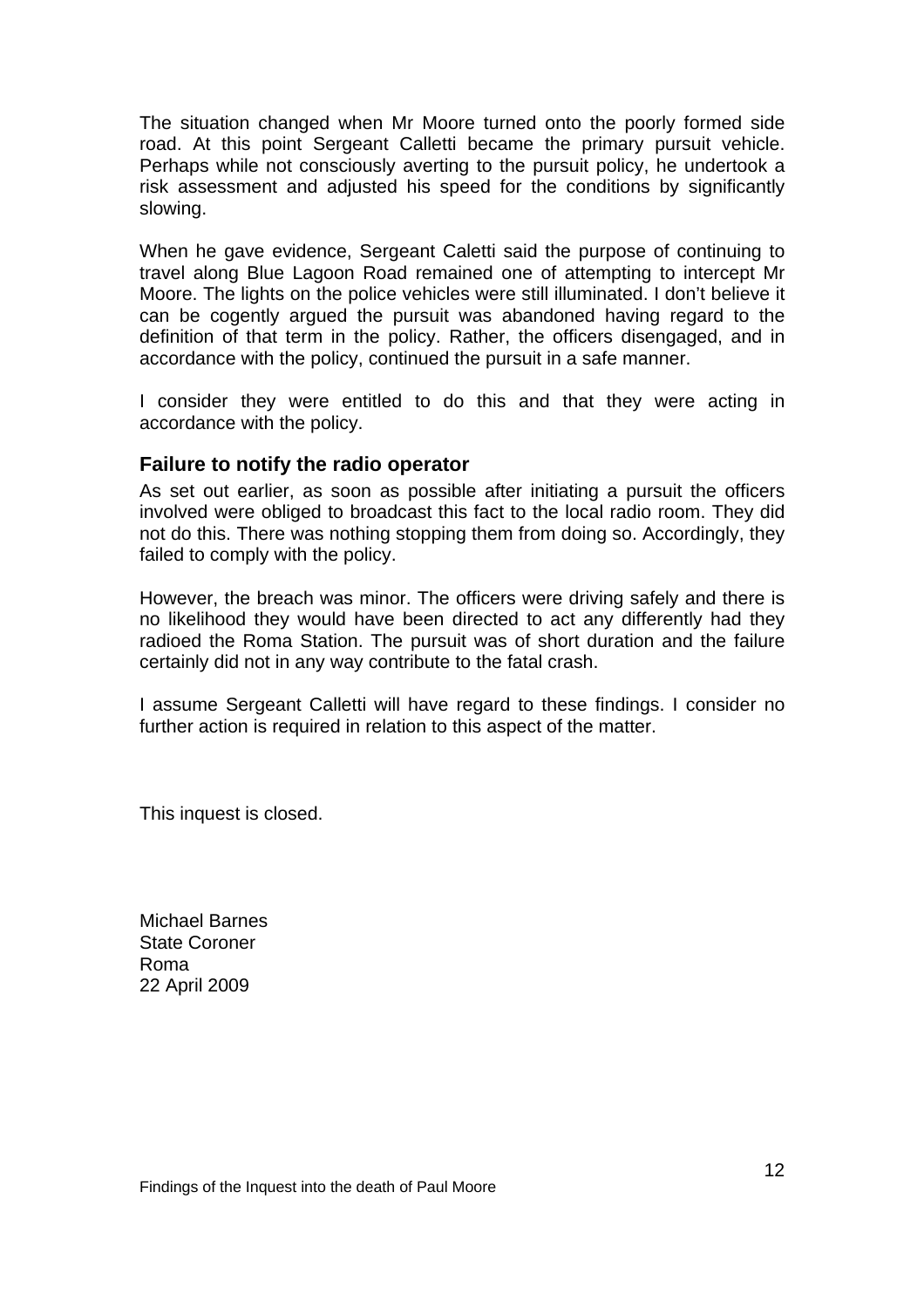The situation changed when Mr Moore turned onto the poorly formed side road. At this point Sergeant Calletti became the primary pursuit vehicle. Perhaps while not consciously averting to the pursuit policy, he undertook a risk assessment and adjusted his speed for the conditions by significantly slowing.

When he gave evidence, Sergeant Caletti said the purpose of continuing to travel along Blue Lagoon Road remained one of attempting to intercept Mr Moore. The lights on the police vehicles were still illuminated. I don't believe it can be cogently argued the pursuit was abandoned having regard to the definition of that term in the policy. Rather, the officers disengaged, and in accordance with the policy, continued the pursuit in a safe manner.

I consider they were entitled to do this and that they were acting in accordance with the policy.

### Failure to notify the radio operator

As set out earlier, as soon as possible after initiating a pursuit the officers involved were obliged to broadcast this fact to the local radio room. They did not do this. There was nothing stopping them from doing so. Accordingly, they failed to comply with the policy.

However, the breach was minor. The officers were driving safely and there is no likelihood they would have been directed to act any differently had they radioed the Roma Station. The pursuit was of short duration and the failure certainly did not in any way contribute to the fatal crash.

I assume Sergeant Calletti will have regard to these findings. I consider no further action is required in relation to this aspect of the matter.

This inquest is closed.

Michael Barnes
State Coroner
Roma
22 April 2009